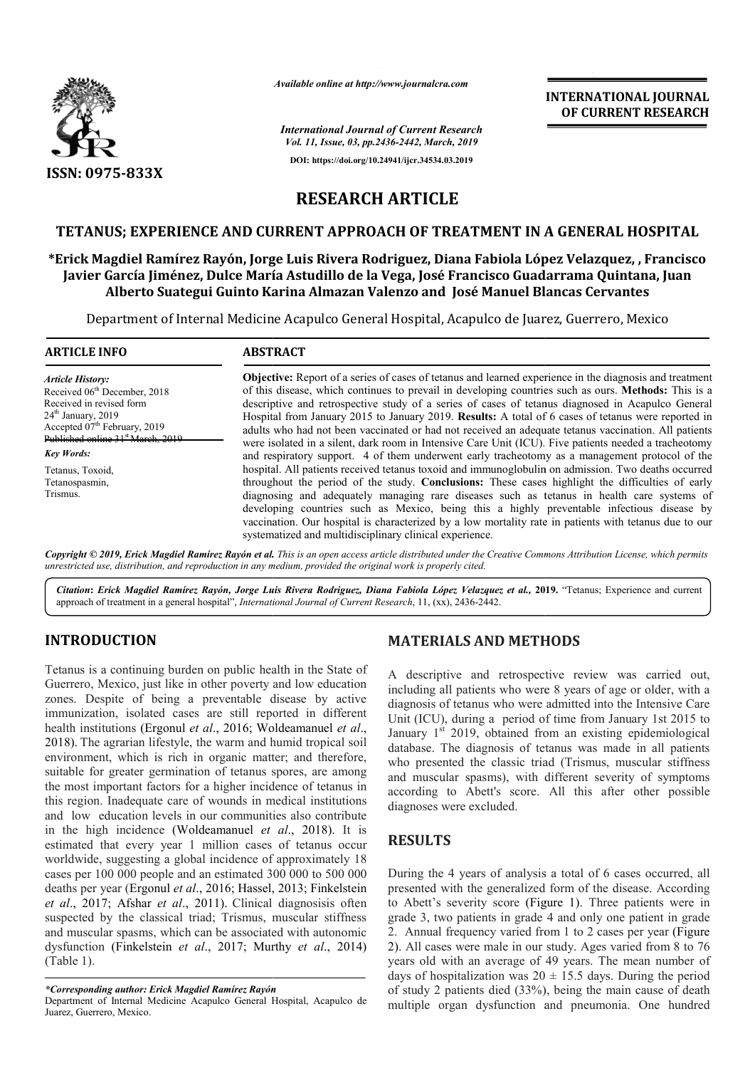# RESEARCH ARTICLE

## TETANUS; EXPERIENCE AND CURRENT APPROACH OF TREATMENT IN A GENERAL HOSPITAL

**\*Erick Magdiel Ramírez Rayón, Jorge Luis Rivera Rodriguez, Diana Fabiola López Velazquez, , Francisco Javier García Jiménez, Dulce María Astudillo de la Vega, José Francisco Guadarrama Quintana, Juan Alberto Suategui Guinto Karina Almazan Valenzo and José Manuel Blancas Cervantes**

Department of Internal Medicine Acapulco General Hospital, Acapulco de Juarez, Guerrero, Mexico

**ARTICLE INFO**

*Article History:*
Received 06th December, 2018
Received in revised form 24th January, 2019
Accepted 07th February, 2019
Published online 31st March, 2019

*Key Words:*
Tetanus, Toxoid, Tetanospasmin, Trismus.

**ABSTRACT**

**Objective:** Report of a series of cases of tetanus and learned experience in the diagnosis and treatment of this disease, which continues to prevail in developing countries such as ours. **Methods:** This is a descriptive and retrospective study of a series of cases of tetanus diagnosed in Acapulco General Hospital from January 2015 to January 2019. **Results:** A total of 6 cases of tetanus were reported in adults who had not been vaccinated or had not received an adequate tetanus vaccination. All patients were isolated in a silent, dark room in Intensive Care Unit (ICU). Five patients needed a tracheotomy and respiratory support. 4 of them underwent early tracheotomy as a management protocol of the hospital. All patients received tetanus toxoid and immunoglobulin on admission. Two deaths occurred throughout the period of the study. **Conclusions:** These cases highlight the difficulties of early diagnosing and adequately managing rare diseases such as tetanus in health care systems of developing countries such as Mexico, being this a highly preventable infectious disease by vaccination. Our hospital is characterized by a low mortality rate in patients with tetanus due to our systematized and multidisciplinary clinical experience.

*Copyright © 2019, Erick Magdiel Ramírez Rayón et al. This is an open access article distributed under the Creative Commons Attribution License, which permits unrestricted use, distribution, and reproduction in any medium, provided the original work is properly cited.*

**Citation: Erick Magdiel Ramírez Rayón, Jorge Luis Rivera Rodriguez, Diana Fabiola López Velazquez *et al.*, 2019.** "Tetanus; Experience and current approach of treatment in a general hospital", *International Journal of Current Research*, 11, (xx), 2436-2442.

## INTRODUCTION

Tetanus is a continuing burden on public health in the State of Guerrero, Mexico, just like in other poverty and low education zones. Despite of being a preventable disease by active immunization, isolated cases are still reported in different health institutions (Ergonul *et al*., 2016; Woldeamanuel *et al*., 2018). The agrarian lifestyle, the warm and humid tropical soil environment, which is rich in organic matter; and therefore, suitable for greater germination of tetanus spores, are among the most important factors for a higher incidence of tetanus in this region. Inadequate care of wounds in medical institutions and low education levels in our communities also contribute in the high incidence (Woldeamanuel *et al*., 2018). It is estimated that every year 1 million cases of tetanus occur worldwide, suggesting a global incidence of approximately 18 cases per 100 000 people and an estimated 300 000 to 500 000 deaths per year (Ergonul *et al*., 2016; Hassel, 2013; Finkelstein *et al*., 2017; Afshar *et al*., 2011). Clinical diagnosisis often suspected by the classical triad; Trismus, muscular stiffness and muscular spasms, which can be associated with autonomic dysfunction (Finkelstein *et al*., 2017; Murthy *et al*., 2014) (Table 1).

*\*Corresponding author: Erick Magdiel Ramírez Rayón*
Department of Internal Medicine Acapulco General Hospital, Acapulco de Juarez, Guerrero, Mexico.

## MATERIALS AND METHODS

A descriptive and retrospective review was carried out, including all patients who were 8 years of age or older, with a diagnosis of tetanus who were admitted into the Intensive Care Unit (ICU), during a period of time from January 1st 2015 to January 1st 2019, obtained from an existing epidemiological database. The diagnosis of tetanus was made in all patients who presented the classic triad (Trismus, muscular stiffness and muscular spasms), with different severity of symptoms according to Abett's score. All this after other possible diagnoses were excluded.

## RESULTS

During the 4 years of analysis a total of 6 cases occurred, all presented with the generalized form of the disease. According to Abett's severity score (Figure 1). Three patients were in grade 3, two patients in grade 4 and only one patient in grade 2. Annual frequency varied from 1 to 2 cases per year (Figure 2). All cases were male in our study. Ages varied from 8 to 76 years old with an average of 49 years. The mean number of days of hospitalization was 20 ± 15.5 days. During the period of study 2 patients died (33%), being the main cause of death multiple organ dysfunction and pneumonia. One hundred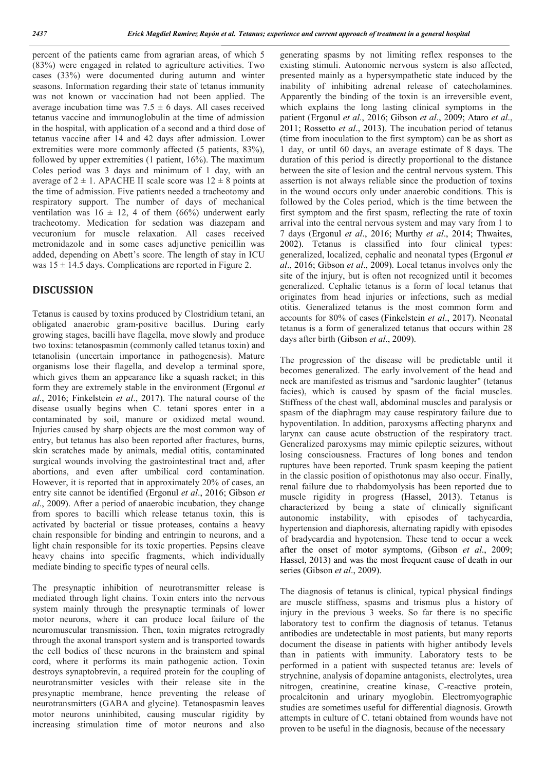percent of the patients came from agrarian areas, of which 5 (83%) were engaged in related to agriculture activities. Two cases (33%) were documented during autumn and winter seasons. Information regarding their state of tetanus immunity was not known or vaccination had not been applied. The average incubation time was $7.5 \pm 6$ days. All cases received tetanus vaccine and immunoglobulin at the time of admission in the hospital, with application of a second and a third dose of tetanus vaccine after 14 and 42 days after admission. Lower extremities were more commonly affected (5 patients, 83%), followed by upper extremities (1 patient, 16%). The maximum Coles period was 3 days and minimum of 1 day, with an average of $2 \pm 1$. APACHE II scale score was $12 \pm 8$ points at the time of admission. Five patients needed a tracheotomy and respiratory support. The number of days of mechanical ventilation was $16 \pm 12$, 4 of them (66%) underwent early tracheotomy. Medication for sedation was diazepam and vecuronium for muscle relaxation. All cases received metronidazole and in some cases adjunctive penicillin was added, depending on Abett's score. The length of stay in ICU was $15 \pm 14.5$ days. Complications are reported in Figure 2.

## DISCUSSION

Tetanus is caused by toxins produced by Clostridium tetani, an obligated anaerobic gram-positive bacillus. During early growing stages, bacilli have flagella, move slowly and produce two toxins: tetanospasmin (commonly called tetanus toxin) and tetanolisin (uncertain importance in pathogenesis). Mature organisms lose their flagella, and develop a terminal spore, which gives them an appearance like a squash racket; in this form they are extremely stable in the environment (Ergonul *et al*., 2016; Finkelstein *et al*., 2017). The natural course of the disease usually begins when C. tetani spores enter in a contaminated by soil, manure or oxidized metal wound. Injuries caused by sharp objects are the most common way of entry, but tetanus has also been reported after fractures, burns, skin scratches made by animals, medial otitis, contaminated surgical wounds involving the gastrointestinal tract and, after abortions, and even after umbilical cord contamination. However, it is reported that in approximately 20% of cases, an entry site cannot be identified (Ergonul *et al*., 2016; Gibson *et al*., 2009). After a period of anaerobic incubation, they change from spores to bacilli which release tetanus toxin, this is activated by bacterial or tissue proteases, contains a heavy chain responsible for binding and entringin to neurons, and a light chain responsible for its toxic properties. Pepsins cleave heavy chains into specific fragments, which individually mediate binding to specific types of neural cells.

The presynaptic inhibition of neurotransmitter release is mediated through light chains. Toxin enters into the nervous system mainly through the presynaptic terminals of lower motor neurons, where it can produce local failure of the neuromuscular transmission. Then, toxin migrates retrogradly through the axonal transport system and is transported towards the cell bodies of these neurons in the brainstem and spinal cord, where it performs its main pathogenic action. Toxin destroys synaptobrevin, a required protein for the coupling of neurotransmitter vesicles with their release site in the presynaptic membrane, hence preventing the release of neurotransmitters (GABA and glycine). Tetanospasmin leaves motor neurons uninhibited, causing muscular rigidity by increasing stimulation time of motor neurons and also generating spasms by not limiting reflex responses to the existing stimuli. Autonomic nervous system is also affected, presented mainly as a hypersympathetic state induced by the inability of inhibiting adrenal release of catecholamines. Apparently the binding of the toxin is an irreversible event, which explains the long lasting clinical symptoms in the patient (Ergonul *et al*., 2016; Gibson *et al*., 2009; Ataro *et al*., 2011; Rossetto *et al*., 2013). The incubation period of tetanus (time from inoculation to the first symptom) can be as short as 1 day, or until 60 days, an average estimate of 8 days. The duration of this period is directly proportional to the distance between the site of lesion and the central nervous system. This assertion is not always reliable since the production of toxins in the wound occurs only under anaerobic conditions. This is followed by the Coles period, which is the time between the first symptom and the first spasm, reflecting the rate of toxin arrival into the central nervous system and may vary from 1 to 7 days (Ergonul *et al*., 2016; Murthy *et al*., 2014; Thwaites, 2002). Tetanus is classified into four clinical types: generalized, localized, cephalic and neonatal types (Ergonul *et al*., 2016; Gibson *et al*., 2009). Local tetanus involves only the site of the injury, but is often not recognized until it becomes generalized. Cephalic tetanus is a form of local tetanus that originates from head injuries or infections, such as medial otitis. Generalized tetanus is the most common form and accounts for 80% of cases (Finkelstein *et al*., 2017). Neonatal tetanus is a form of generalized tetanus that occurs within 28 days after birth (Gibson *et al*., 2009).

The progression of the disease will be predictable until it becomes generalized. The early involvement of the head and neck are manifested as trismus and "sardonic laughter" (tetanus facies), which is caused by spasm of the facial muscles. Stiffness of the chest wall, abdominal muscles and paralysis or spasm of the diaphragm may cause respiratory failure due to hypoventilation. In addition, paroxysms affecting pharynx and larynx can cause acute obstruction of the respiratory tract. Generalized paroxysms may mimic epileptic seizures, without losing consciousness. Fractures of long bones and tendon ruptures have been reported. Trunk spasm keeping the patient in the classic position of opisthotonus may also occur. Finally, renal failure due to rhabdomyolysis has been reported due to muscle rigidity in progress (Hassel, 2013). Tetanus is characterized by being a state of clinically significant autonomic instability, with episodes of tachycardia, hypertension and diaphoresis, alternating rapidly with episodes of bradycardia and hypotension. These tend to occur a week after the onset of motor symptoms, (Gibson *et al*., 2009; Hassel, 2013) and was the most frequent cause of death in our series (Gibson *et al*., 2009).

The diagnosis of tetanus is clinical, typical physical findings are muscle stiffness, spasms and trismus plus a history of injury in the previous 3 weeks. So far there is no specific laboratory test to confirm the diagnosis of tetanus. Tetanus antibodies are undetectable in most patients, but many reports document the disease in patients with higher antibody levels than in patients with immunity. Laboratory tests to be performed in a patient with suspected tetanus are: levels of strychnine, analysis of dopamine antagonists, electrolytes, urea nitrogen, creatinine, creatine kinase, C-reactive protein, procalcitonin and urinary myoglobin. Electromyographic studies are sometimes useful for differential diagnosis. Growth attempts in culture of C. tetani obtained from wounds have not proven to be useful in the diagnosis, because of the necessary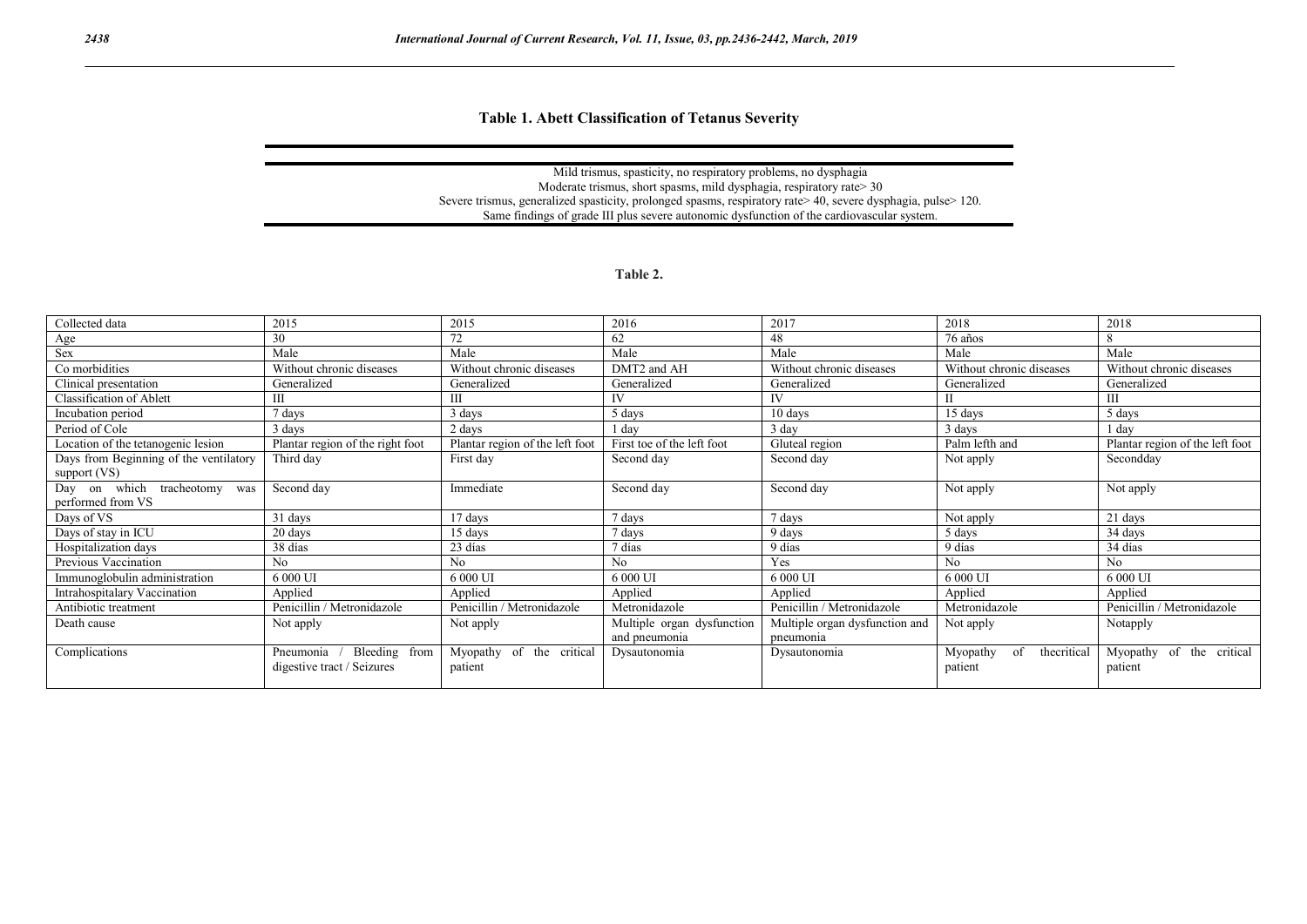**Table 1. Abett Classification of Tetanus Severity**

| |
|---|
| Mild trismus, spasticity, no respiratory problems, no dysphagia |
| Moderate trismus, short spasms, mild dysphagia, respiratory rate> 30 |
| Severe trismus, generalized spasticity, prolonged spasms, respiratory rate> 40, severe dysphagia, pulse> 120. |
| Same findings of grade III plus severe autonomic dysfunction of the cardiovascular system. |

**Table 2.**

| Collected data | 2015 | 2015 | 2016 | 2017 | 2018 | 2018 |
|---|---|---|---|---|---|---|
| Age | 30 | 72 | 62 | 48 | 76 años | 8 |
| Sex | Male | Male | Male | Male | Male | Male |
| Co morbidities | Without chronic diseases | Without chronic diseases | DMT2 and AH | Without chronic diseases | Without chronic diseases | Without chronic diseases |
| Clinical presentation | Generalized | Generalized | Generalized | Generalized | Generalized | Generalized |
| Classification of Ablett | III | III | IV | IV | II | III |
| Incubation period | 7 days | 3 days | 5 days | 10 days | 15 days | 5 days |
| Period of Cole | 3 days | 2 days | 1 day | 3 day | 3 days | 1 day |
| Location of the tetanogenic lesion | Plantar region of the right foot | Plantar region of the left foot | First toe of the left foot | Gluteal region | Palm lefth and | Plantar region of the left foot |
| Days from Beginning of the ventilatory support (VS) | Third day | First day | Second day | Second day | Not apply | Secondday |
| Day on which tracheotomy was performed from VS | Second day | Immediate | Second day | Second day | Not apply | Not apply |
| Days of VS | 31 days | 17 days | 7 days | 7 days | Not apply | 21 days |
| Days of stay in ICU | 20 days | 15 days | 7 days | 9 days | 5 days | 34 days |
| Hospitalization days | 38 días | 23 días | 7 días | 9 días | 9 días | 34 días |
| Previous Vaccination | No | No | No | Yes | No | No |
| Immunoglobulin administration | 6 000 UI | 6 000 UI | 6 000 UI | 6 000 UI | 6 000 UI | 6 000 UI |
| Intrahospitalary Vaccination | Applied | Applied | Applied | Applied | Applied | Applied |
| Antibiotic treatment | Penicillin / Metronidazole | Penicillin / Metronidazole | Metronidazole | Penicillin / Metronidazole | Metronidazole | Penicillin / Metronidazole |
| Death cause | Not apply | Not apply | Multiple organ dysfunction and pneumonia | Multiple organ dysfunction and pneumonia | Not apply | Notapply |
| Complications | Pneumonia / Bleeding from digestive tract / Seizures | Myopathy of the critical patient | Dysautonomia | Dysautonomia | Myopathy of thecritical patient | Myopathy of the critical patient |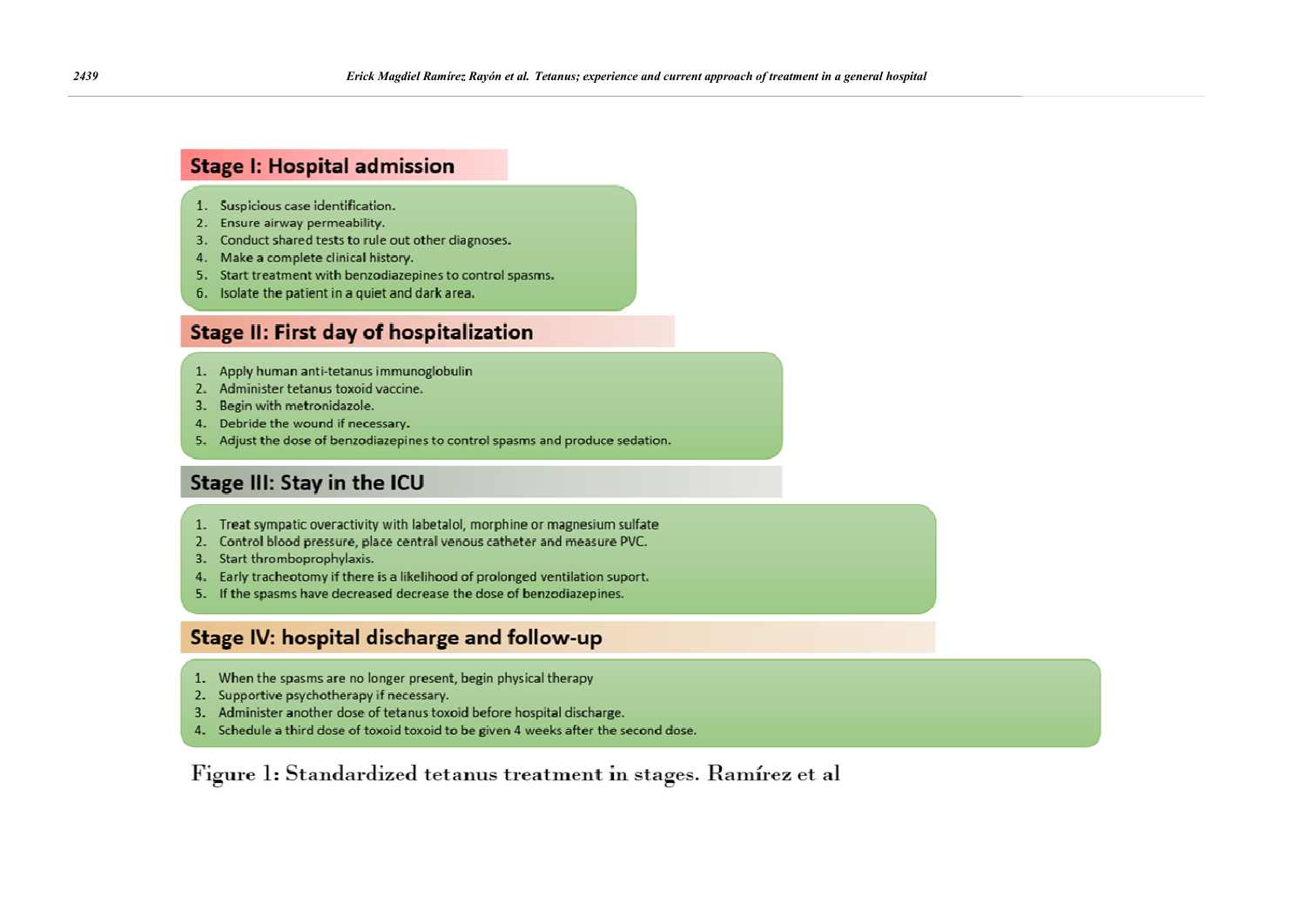## Stage I: Hospital admission

1. Suspicious case identification.
2. Ensure airway permeability.
3. Conduct shared tests to rule out other diagnoses.
4. Make a complete clinical history.
5. Start treatment with benzodiazepines to control spasms.
6. Isolate the patient in a quiet and dark area.

## Stage II: First day of hospitalization

1. Apply human anti-tetanus immunoglobulin
2. Administer tetanus toxoid vaccine.
3. Begin with metronidazole.
4. Debride the wound if necessary.
5. Adjust the dose of benzodiazepines to control spasms and produce sedation.

## Stage III: Stay in the ICU

1. Treat sympatic overactivity with labetalol, morphine or magnesium sulfate
2. Control blood pressure, place central venous catheter and measure PVC.
3. Start thromboprophylaxis.
4. Early tracheotomy if there is a likelihood of prolonged ventilation suport.
5. If the spasms have decreased decrease the dose of benzodiazepines.

## Stage IV: hospital discharge and follow-up

1. When the spasms are no longer present, begin physical therapy
2. Supportive psychotherapy if necessary.
3. Administer another dose of tetanus toxoid before hospital discharge.
4. Schedule a third dose of toxoid toxoid to be given 4 weeks after the second dose.

Figure 1: Standardized tetanus treatment in stages. Ramírez et al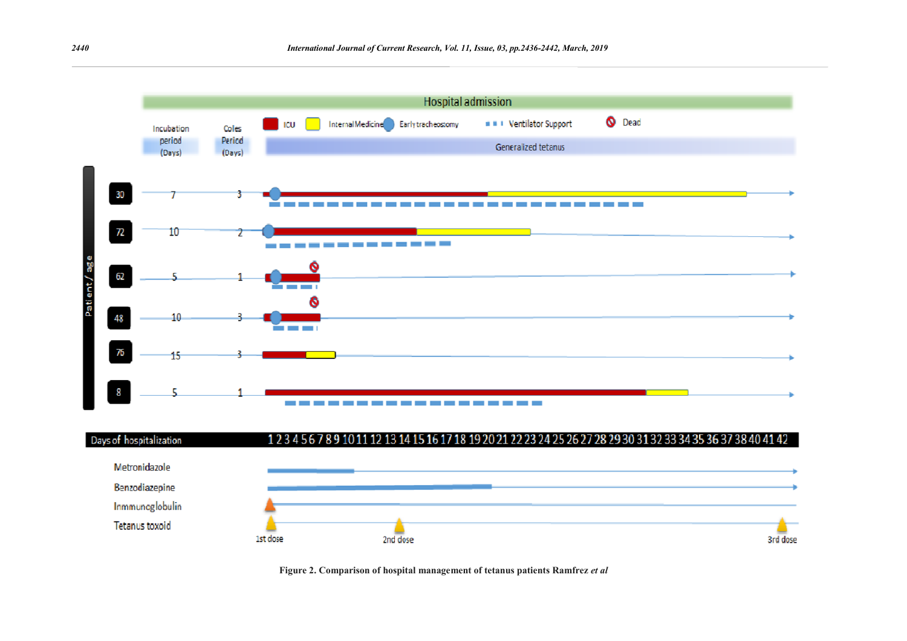Figure 2. Comparison of hospital management of tetanus patients Ramfrez *et al*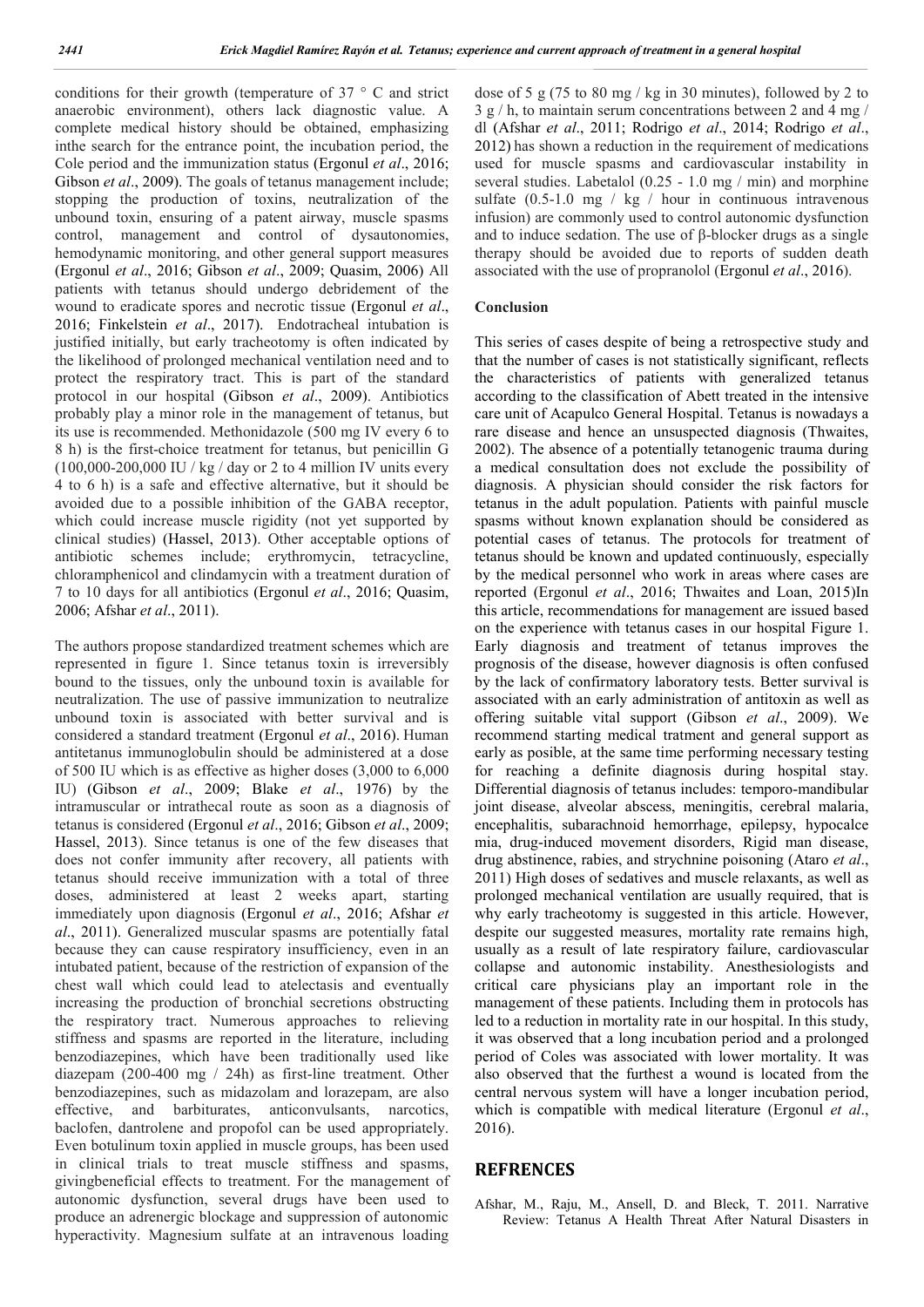conditions for their growth (temperature of 37 ° C and strict anaerobic environment), others lack diagnostic value. A complete medical history should be obtained, emphasizing inthe search for the entrance point, the incubation period, the Cole period and the immunization status (Ergonul *et al*., 2016; Gibson *et al*., 2009). The goals of tetanus management include; stopping the production of toxins, neutralization of the unbound toxin, ensuring of a patent airway, muscle spasms control, management and control of dysautonomies, hemodynamic monitoring, and other general support measures (Ergonul *et al*., 2016; Gibson *et al*., 2009; Quasim, 2006) All patients with tetanus should undergo debridement of the wound to eradicate spores and necrotic tissue (Ergonul *et al*., 2016; Finkelstein *et al*., 2017). Endotracheal intubation is justified initially, but early tracheotomy is often indicated by the likelihood of prolonged mechanical ventilation need and to protect the respiratory tract. This is part of the standard protocol in our hospital (Gibson *et al*., 2009). Antibiotics probably play a minor role in the management of tetanus, but its use is recommended. Methonidazole (500 mg IV every 6 to 8 h) is the first-choice treatment for tetanus, but penicillin G (100,000-200,000 IU / kg / day or 2 to 4 million IV units every 4 to 6 h) is a safe and effective alternative, but it should be avoided due to a possible inhibition of the GABA receptor, which could increase muscle rigidity (not yet supported by clinical studies) (Hassel, 2013). Other acceptable options of antibiotic schemes include; erythromycin, tetracycline, chloramphenicol and clindamycin with a treatment duration of 7 to 10 days for all antibiotics (Ergonul *et al*., 2016; Quasim, 2006; Afshar *et al*., 2011).

The authors propose standardized treatment schemes which are represented in figure 1. Since tetanus toxin is irreversibly bound to the tissues, only the unbound toxin is available for neutralization. The use of passive immunization to neutralize unbound toxin is associated with better survival and is considered a standard treatment (Ergonul *et al*., 2016). Human antitetanus immunoglobulin should be administered at a dose of 500 IU which is as effective as higher doses (3,000 to 6,000 IU) (Gibson *et al*., 2009; Blake *et al*., 1976) by the intramuscular or intrathecal route as soon as a diagnosis of tetanus is considered (Ergonul *et al*., 2016; Gibson *et al*., 2009; Hassel, 2013). Since tetanus is one of the few diseases that does not confer immunity after recovery, all patients with tetanus should receive immunization with a total of three doses, administered at least 2 weeks apart, starting immediately upon diagnosis (Ergonul *et al*., 2016; Afshar *et al*., 2011). Generalized muscular spasms are potentially fatal because they can cause respiratory insufficiency, even in an intubated patient, because of the restriction of expansion of the chest wall which could lead to atelectasis and eventually increasing the production of bronchial secretions obstructing the respiratory tract. Numerous approaches to relieving stiffness and spasms are reported in the literature, including benzodiazepines, which have been traditionally used like diazepam (200-400 mg / 24h) as first-line treatment. Other benzodiazepines, such as midazolam and lorazepam, are also effective, and barbiturates, anticonvulsants, narcotics, baclofen, dantrolene and propofol can be used appropriately. Even botulinum toxin applied in muscle groups, has been used in clinical trials to treat muscle stiffness and spasms, givingbeneficial effects to treatment. For the management of autonomic dysfunction, several drugs have been used to produce an adrenergic blockage and suppression of autonomic hyperactivity. Magnesium sulfate at an intravenous loading dose of 5 g (75 to 80 mg / kg in 30 minutes), followed by 2 to 3 g / h, to maintain serum concentrations between 2 and 4 mg / dl (Afshar *et al*., 2011; Rodrigo *et al*., 2014; Rodrigo *et al*., 2012) has shown a reduction in the requirement of medications used for muscle spasms and cardiovascular instability in several studies. Labetalol (0.25 - 1.0 mg / min) and morphine sulfate (0.5-1.0 mg / kg / hour in continuous intravenous infusion) are commonly used to control autonomic dysfunction and to induce sedation. The use of β-blocker drugs as a single therapy should be avoided due to reports of sudden death associated with the use of propranolol (Ergonul *et al*., 2016).

## Conclusion

This series of cases despite of being a retrospective study and that the number of cases is not statistically significant, reflects the characteristics of patients with generalized tetanus according to the classification of Abett treated in the intensive care unit of Acapulco General Hospital. Tetanus is nowadays a rare disease and hence an unsuspected diagnosis (Thwaites, 2002). The absence of a potentially tetanogenic trauma during a medical consultation does not exclude the possibility of diagnosis. A physician should consider the risk factors for tetanus in the adult population. Patients with painful muscle spasms without known explanation should be considered as potential cases of tetanus. The protocols for treatment of tetanus should be known and updated continuously, especially by the medical personnel who work in areas where cases are reported (Ergonul *et al*., 2016; Thwaites and Loan, 2015)In this article, recommendations for management are issued based on the experience with tetanus cases in our hospital Figure 1. Early diagnosis and treatment of tetanus improves the prognosis of the disease, however diagnosis is often confused by the lack of confirmatory laboratory tests. Better survival is associated with an early administration of antitoxin as well as offering suitable vital support (Gibson *et al*., 2009). We recommend starting medical tratment and general support as early as posible, at the same time performing necessary testing for reaching a definite diagnosis during hospital stay. Differential diagnosis of tetanus includes: temporo-mandibular joint disease, alveolar abscess, meningitis, cerebral malaria, encephalitis, subarachnoid hemorrhage, epilepsy, hypocalce mia, drug-induced movement disorders, Rigid man disease, drug abstinence, rabies, and strychnine poisoning (Ataro *et al*., 2011) High doses of sedatives and muscle relaxants, as well as prolonged mechanical ventilation are usually required, that is why early tracheotomy is suggested in this article. However, despite our suggested measures, mortality rate remains high, usually as a result of late respiratory failure, cardiovascular collapse and autonomic instability. Anesthesiologists and critical care physicians play an important role in the management of these patients. Including them in protocols has led to a reduction in mortality rate in our hospital. In this study, it was observed that a long incubation period and a prolonged period of Coles was associated with lower mortality. It was also observed that the furthest a wound is located from the central nervous system will have a longer incubation period, which is compatible with medical literature (Ergonul *et al*., 2016).

## REFRENCES

Afshar, M., Raju, M., Ansell, D. and Bleck, T. 2011. Narrative Review: Tetanus A Health Threat After Natural Disasters in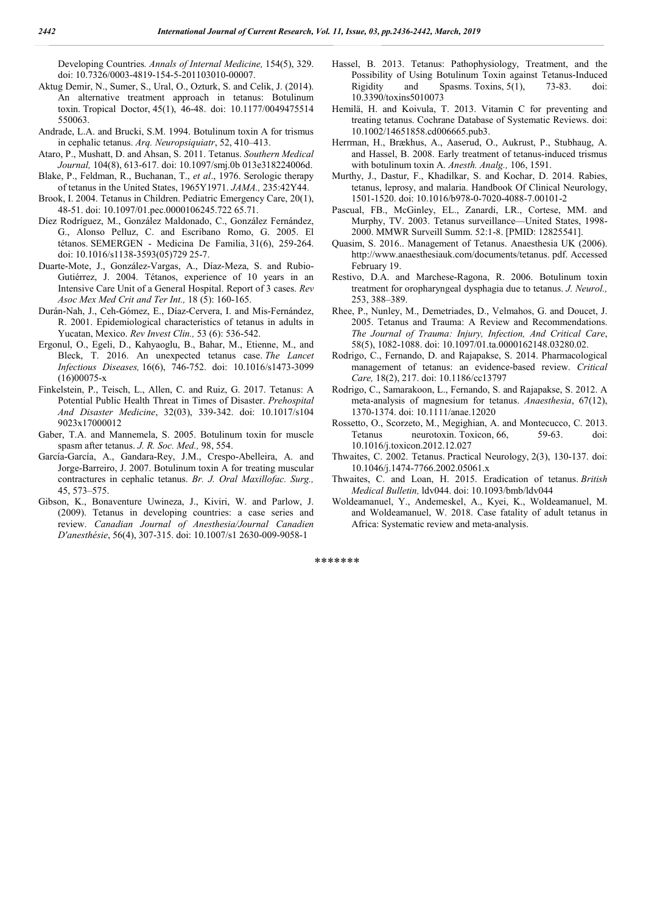Developing Countries. *Annals of Internal Medicine,* 154(5), 329. doi: 10.7326/0003-4819-154-5-201103010-00007.

Aktug Demir, N., Sumer, S., Ural, O., Ozturk, S. and Celik, J. (2014). An alternative treatment approach in tetanus: Botulinum toxin. Tropical Doctor, 45(1), 46-48. doi: 10.1177/0049475514 550063.

Andrade, L.A. and Brucki, S.M. 1994. Botulinum toxin A for trismus in cephalic tetanus. *Arq. Neuropsiquiatr*, 52, 410–413.

Ataro, P., Mushatt, D. and Ahsan, S. 2011. Tetanus. *Southern Medical Journal,* 104(8), 613-617. doi: 10.1097/smj.0b 013e318224006d.

Blake, P., Feldman, R., Buchanan, T., *et al*., 1976. Serologic therapy of tetanus in the United States, 1965Y1971. *JAMA.,* 235:42Y44.

Brook, I. 2004. Tetanus in Children. Pediatric Emergency Care, 20(1), 48-51. doi: 10.1097/01.pec.0000106245.722 65.71.

Díez Rodríguez, M., González Maldonado, C., González Fernández, G., Alonso Pelluz, C. and Escribano Romo, G. 2005. El tétanos. SEMERGEN - Medicina De Familia, 31(6), 259-264. doi: 10.1016/s1138-3593(05)729 25-7.

Duarte-Mote, J., González-Vargas, A., Díaz-Meza, S. and Rubio-Gutiérrez, J. 2004. Tétanos, experience of 10 years in an Intensive Care Unit of a General Hospital. Report of 3 cases. *Rev Asoc Mex Med Crit and Ter Int.,* 18 (5): 160-165.

Durán-Nah, J., Ceh-Gómez, E., Díaz-Cervera, I. and Mis-Fernández, R. 2001. Epidemiological characteristics of tetanus in adults in Yucatan, Mexico. *Rev Invest Clin.,* 53 (6): 536-542.

Ergonul, O., Egeli, D., Kahyaoglu, B., Bahar, M., Etienne, M., and Bleck, T. 2016. An unexpected tetanus case. *The Lancet Infectious Diseases,* 16(6), 746-752. doi: 10.1016/s1473-3099 (16)00075-x

Finkelstein, P., Teisch, L., Allen, C. and Ruiz, G. 2017. Tetanus: A Potential Public Health Threat in Times of Disaster. *Prehospital And Disaster Medicine*, 32(03), 339-342. doi: 10.1017/s104 9023x17000012

Gaber, T.A. and Mannemela, S. 2005. Botulinum toxin for muscle spasm after tetanus. *J. R. Soc. Med.,* 98, 554.

García-García, A., Gandara-Rey, J.M., Crespo-Abelleira, A. and Jorge-Barreiro, J. 2007. Botulinum toxin A for treating muscular contractures in cephalic tetanus. *Br. J. Oral Maxillofac. Surg.,* 45, 573–575.

Gibson, K., Bonaventure Uwineza, J., Kiviri, W. and Parlow, J. (2009). Tetanus in developing countries: a case series and review. *Canadian Journal of Anesthesia/Journal Canadien D'anesthésie*, 56(4), 307-315. doi: 10.1007/s1 2630-009-9058-1

Hassel, B. 2013. Tetanus: Pathophysiology, Treatment, and the Possibility of Using Botulinum Toxin against Tetanus-Induced Rigidity and Spasms. Toxins, 5(1), 73-83. doi: 10.3390/toxins5010073

Hemilä, H. and Koivula, T. 2013. Vitamin C for preventing and treating tetanus. Cochrane Database of Systematic Reviews. doi: 10.1002/14651858.cd006665.pub3.

Herrman, H., Brækhus, A., Aaserud, O., Aukrust, P., Stubhaug, A. and Hassel, B. 2008. Early treatment of tetanus-induced trismus with botulinum toxin A. *Anesth. Analg.,* 106, 1591.

Murthy, J., Dastur, F., Khadilkar, S. and Kochar, D. 2014. Rabies, tetanus, leprosy, and malaria. Handbook Of Clinical Neurology, 1501-1520. doi: 10.1016/b978-0-7020-4088-7.00101-2

Pascual, FB., McGinley, EL., Zanardi, LR., Cortese, MM. and Murphy, TV. 2003. Tetanus surveillance—United States, 1998-2000. MMWR Surveill Summ. 52:1-8. [PMID: 12825541].

Quasim, S. 2016.. Management of Tetanus. Anaesthesia UK (2006). http://www.anaesthesiauk.com/documents/tetanus. pdf. Accessed February 19.

Restivo, D.A. and Marchese-Ragona, R. 2006. Botulinum toxin treatment for oropharyngeal dysphagia due to tetanus. *J. Neurol.,* 253, 388–389.

Rhee, P., Nunley, M., Demetriades, D., Velmahos, G. and Doucet, J. 2005. Tetanus and Trauma: A Review and Recommendations. *The Journal of Trauma: Injury, Infection, And Critical Care*, 58(5), 1082-1088. doi: 10.1097/01.ta.0000162148.03280.02.

Rodrigo, C., Fernando, D. and Rajapakse, S. 2014. Pharmacological management of tetanus: an evidence-based review. *Critical Care,* 18(2), 217. doi: 10.1186/cc13797

Rodrigo, C., Samarakoon, L., Fernando, S. and Rajapakse, S. 2012. A meta-analysis of magnesium for tetanus. *Anaesthesia*, 67(12), 1370-1374. doi: 10.1111/anae.12020

Rossetto, O., Scorzeto, M., Megighian, A. and Montecucco, C. 2013. Tetanus neurotoxin. Toxicon, 66, 59-63. doi: 10.1016/j.toxicon.2012.12.027

Thwaites, C. 2002. Tetanus. Practical Neurology, 2(3), 130-137. doi: 10.1046/j.1474-7766.2002.05061.x

Thwaites, C. and Loan, H. 2015. Eradication of tetanus. *British Medical Bulletin,* ldv044. doi: 10.1093/bmb/ldv044

Woldeamanuel, Y., Andemeskel, A., Kyei, K., Woldeamanuel, M. and Woldeamanuel, W. 2018. Case fatality of adult tetanus in Africa: Systematic review and meta-analysis.

*******